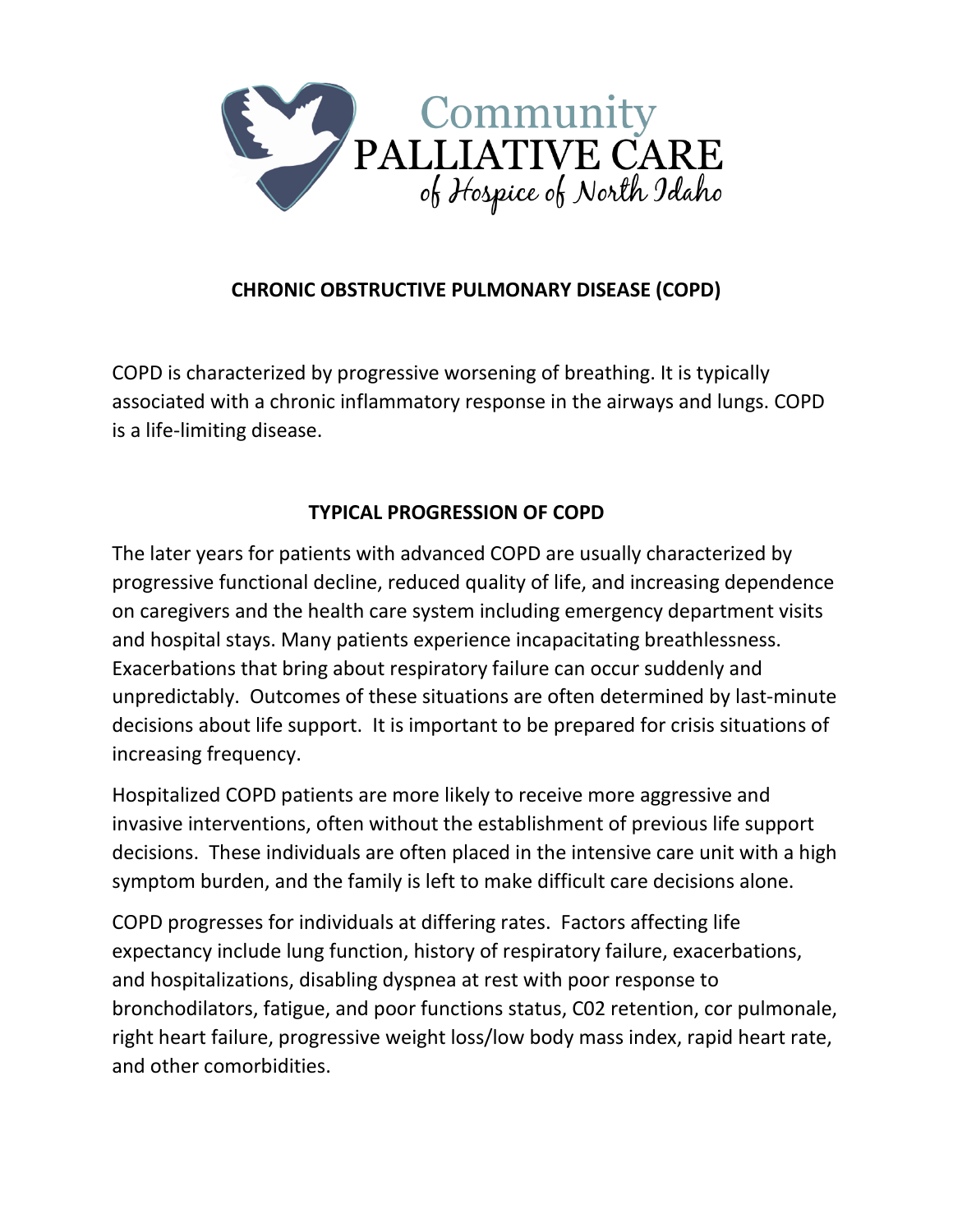Community
PALLIATIVE CARE
*of Hospice of North Idaho*

## CHRONIC OBSTRUCTIVE PULMONARY DISEASE (COPD)

COPD is characterized by progressive worsening of breathing. It is typically associated with a chronic inflammatory response in the airways and lungs. COPD is a life-limiting disease.

## TYPICAL PROGRESSION OF COPD

The later years for patients with advanced COPD are usually characterized by progressive functional decline, reduced quality of life, and increasing dependence on caregivers and the health care system including emergency department visits and hospital stays. Many patients experience incapacitating breathlessness. Exacerbations that bring about respiratory failure can occur suddenly and unpredictably. Outcomes of these situations are often determined by last-minute decisions about life support. It is important to be prepared for crisis situations of increasing frequency.

Hospitalized COPD patients are more likely to receive more aggressive and invasive interventions, often without the establishment of previous life support decisions. These individuals are often placed in the intensive care unit with a high symptom burden, and the family is left to make difficult care decisions alone.

COPD progresses for individuals at differing rates. Factors affecting life expectancy include lung function, history of respiratory failure, exacerbations, and hospitalizations, disabling dyspnea at rest with poor response to bronchodilators, fatigue, and poor functions status, C02 retention, cor pulmonale, right heart failure, progressive weight loss/low body mass index, rapid heart rate, and other comorbidities.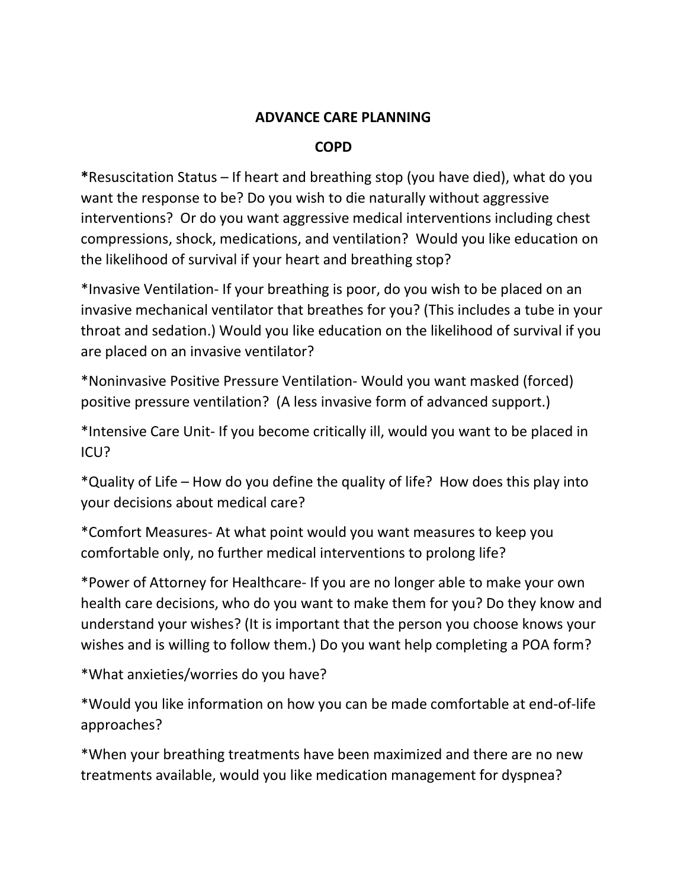# ADVANCE CARE PLANNING

## COPD

**\***Resuscitation Status – If heart and breathing stop (you have died), what do you want the response to be? Do you wish to die naturally without aggressive interventions? Or do you want aggressive medical interventions including chest compressions, shock, medications, and ventilation? Would you like education on the likelihood of survival if your heart and breathing stop?

*Invasive Ventilation- If your breathing is poor, do you wish to be placed on an invasive mechanical ventilator that breathes for you? (This includes a tube in your throat and sedation.) Would you like education on the likelihood of survival if you are placed on an invasive ventilator?

*Noninvasive Positive Pressure Ventilation- Would you want masked (forced) positive pressure ventilation? (A less invasive form of advanced support.)

*Intensive Care Unit- If you become critically ill, would you want to be placed in ICU?

*Quality of Life – How do you define the quality of life? How does this play into your decisions about medical care?

*Comfort Measures- At what point would you want measures to keep you comfortable only, no further medical interventions to prolong life?

*Power of Attorney for Healthcare- If you are no longer able to make your own health care decisions, who do you want to make them for you? Do they know and understand your wishes? (It is important that the person you choose knows your wishes and is willing to follow them.) Do you want help completing a POA form?

*What anxieties/worries do you have?

*Would you like information on how you can be made comfortable at end-of-life approaches?

*When your breathing treatments have been maximized and there are no new treatments available, would you like medication management for dyspnea?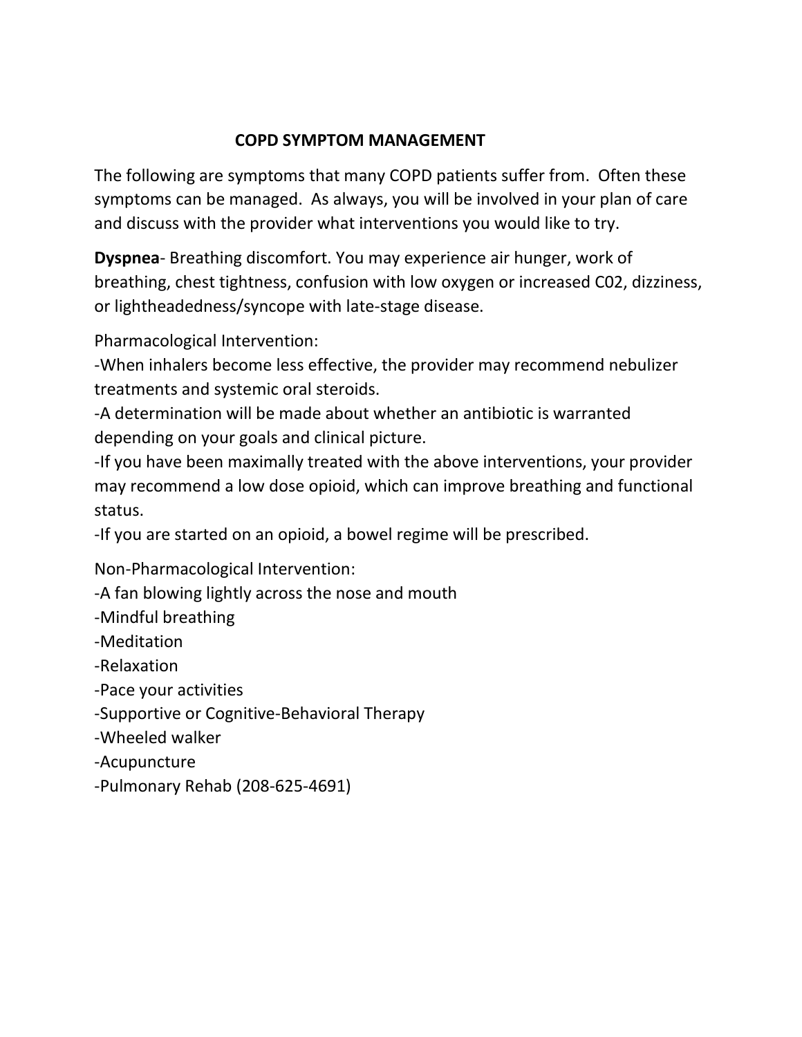# COPD SYMPTOM MANAGEMENT

The following are symptoms that many COPD patients suffer from. Often these symptoms can be managed. As always, you will be involved in your plan of care and discuss with the provider what interventions you would like to try.

**Dyspnea**- Breathing discomfort. You may experience air hunger, work of breathing, chest tightness, confusion with low oxygen or increased C02, dizziness, or lightheadedness/syncope with late-stage disease.

Pharmacological Intervention:
-When inhalers become less effective, the provider may recommend nebulizer treatments and systemic oral steroids.
-A determination will be made about whether an antibiotic is warranted depending on your goals and clinical picture.
-If you have been maximally treated with the above interventions, your provider may recommend a low dose opioid, which can improve breathing and functional status.
-If you are started on an opioid, a bowel regime will be prescribed.

Non-Pharmacological Intervention:
-A fan blowing lightly across the nose and mouth
-Mindful breathing
-Meditation
-Relaxation
-Pace your activities
-Supportive or Cognitive-Behavioral Therapy
-Wheeled walker
-Acupuncture
-Pulmonary Rehab (208-625-4691)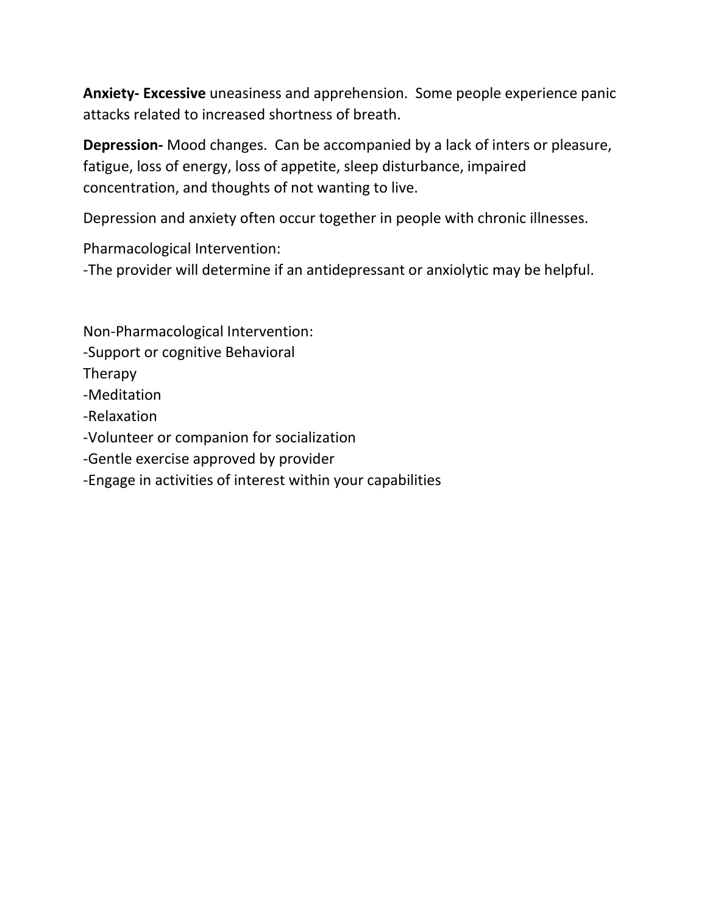**Anxiety- Excessive** uneasiness and apprehension. Some people experience panic attacks related to increased shortness of breath.

**Depression-** Mood changes. Can be accompanied by a lack of inters or pleasure, fatigue, loss of energy, loss of appetite, sleep disturbance, impaired concentration, and thoughts of not wanting to live.

Depression and anxiety often occur together in people with chronic illnesses.

Pharmacological Intervention:
-The provider will determine if an antidepressant or anxiolytic may be helpful.

Non-Pharmacological Intervention:
-Support or cognitive Behavioral Therapy
-Meditation
-Relaxation
-Volunteer or companion for socialization
-Gentle exercise approved by provider
-Engage in activities of interest within your capabilities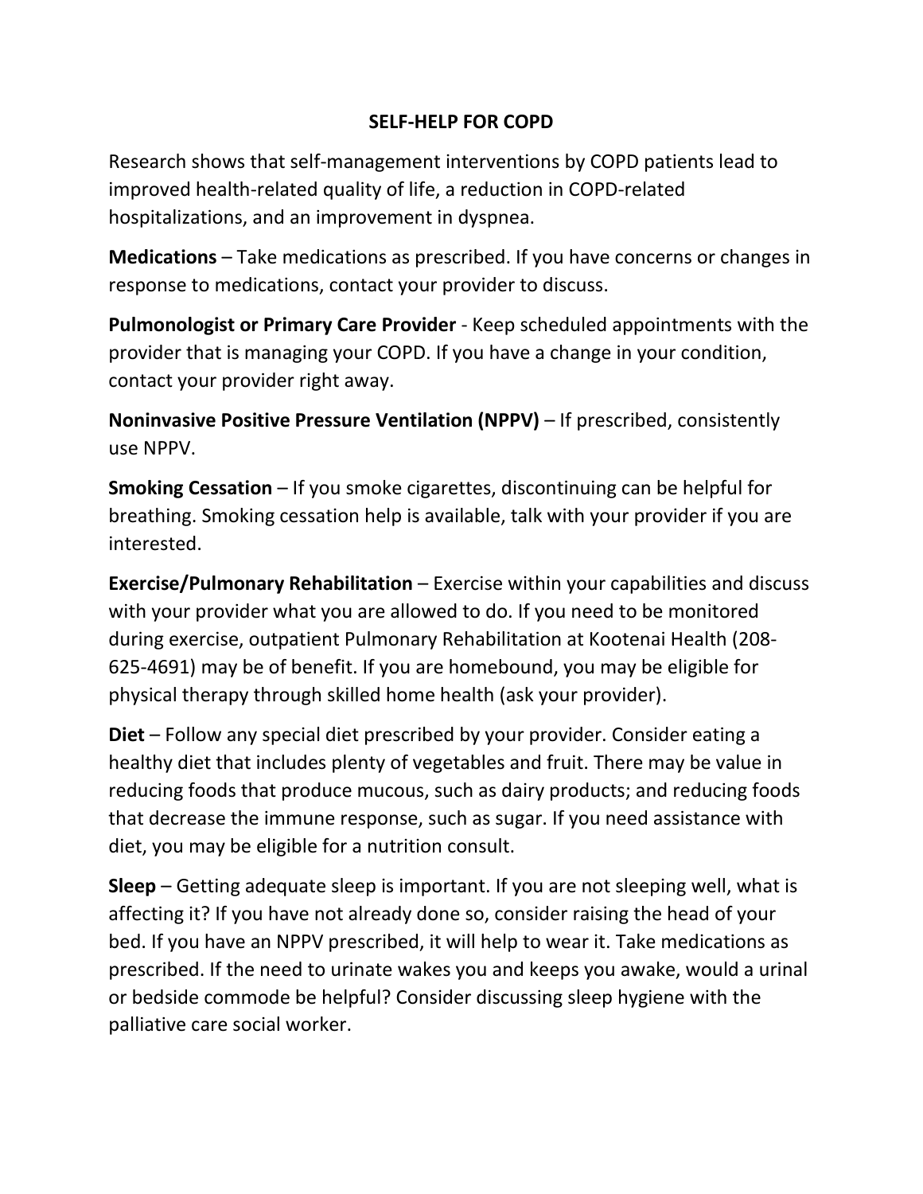# SELF-HELP FOR COPD

Research shows that self-management interventions by COPD patients lead to improved health-related quality of life, a reduction in COPD-related hospitalizations, and an improvement in dyspnea.

**Medications** – Take medications as prescribed. If you have concerns or changes in response to medications, contact your provider to discuss.

**Pulmonologist or Primary Care Provider** - Keep scheduled appointments with the provider that is managing your COPD. If you have a change in your condition, contact your provider right away.

**Noninvasive Positive Pressure Ventilation (NPPV)** – If prescribed, consistently use NPPV.

**Smoking Cessation** – If you smoke cigarettes, discontinuing can be helpful for breathing. Smoking cessation help is available, talk with your provider if you are interested.

**Exercise/Pulmonary Rehabilitation** – Exercise within your capabilities and discuss with your provider what you are allowed to do. If you need to be monitored during exercise, outpatient Pulmonary Rehabilitation at Kootenai Health (208-625-4691) may be of benefit. If you are homebound, you may be eligible for physical therapy through skilled home health (ask your provider).

**Diet** – Follow any special diet prescribed by your provider. Consider eating a healthy diet that includes plenty of vegetables and fruit. There may be value in reducing foods that produce mucous, such as dairy products; and reducing foods that decrease the immune response, such as sugar. If you need assistance with diet, you may be eligible for a nutrition consult.

**Sleep** – Getting adequate sleep is important. If you are not sleeping well, what is affecting it? If you have not already done so, consider raising the head of your bed. If you have an NPPV prescribed, it will help to wear it. Take medications as prescribed. If the need to urinate wakes you and keeps you awake, would a urinal or bedside commode be helpful? Consider discussing sleep hygiene with the palliative care social worker.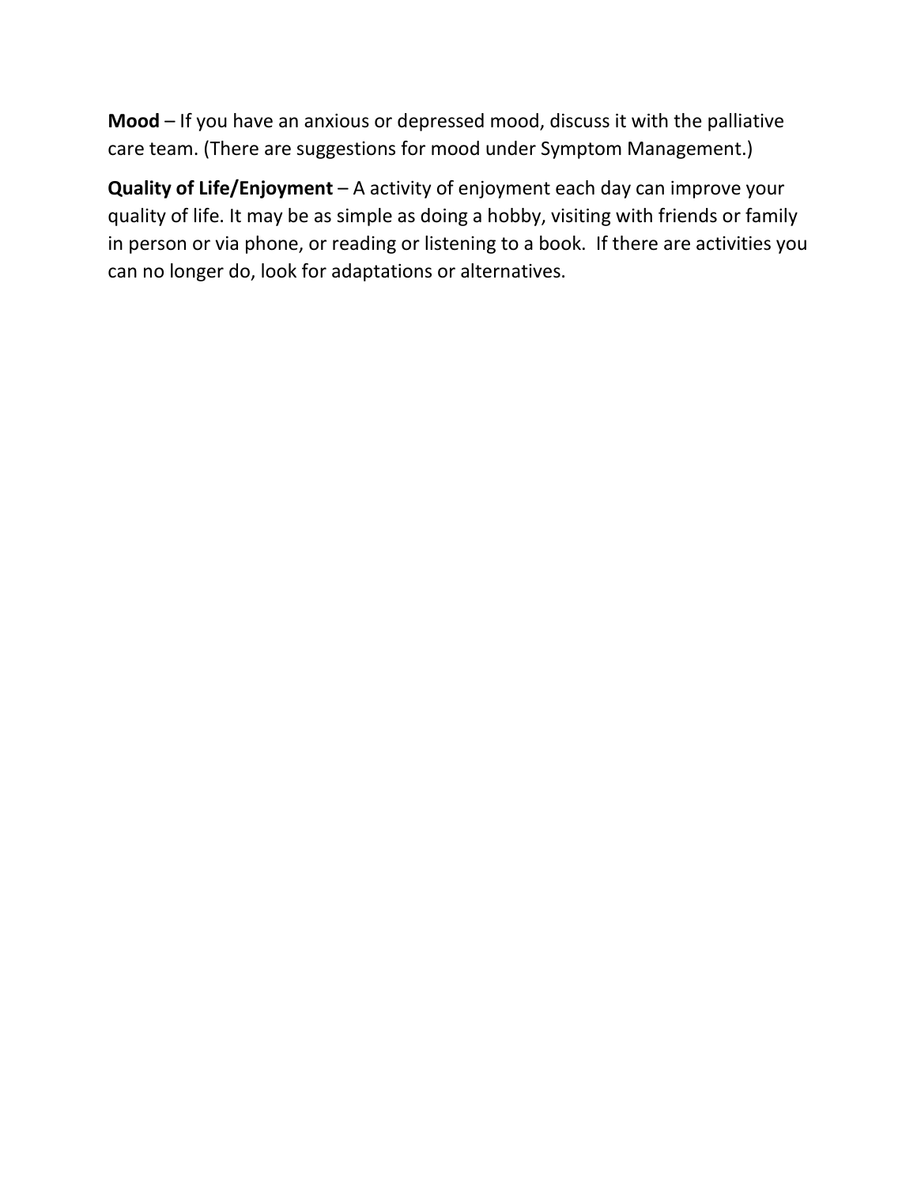**Mood** – If you have an anxious or depressed mood, discuss it with the palliative care team. (There are suggestions for mood under Symptom Management.)

**Quality of Life/Enjoyment** – A activity of enjoyment each day can improve your quality of life. It may be as simple as doing a hobby, visiting with friends or family in person or via phone, or reading or listening to a book. If there are activities you can no longer do, look for adaptations or alternatives.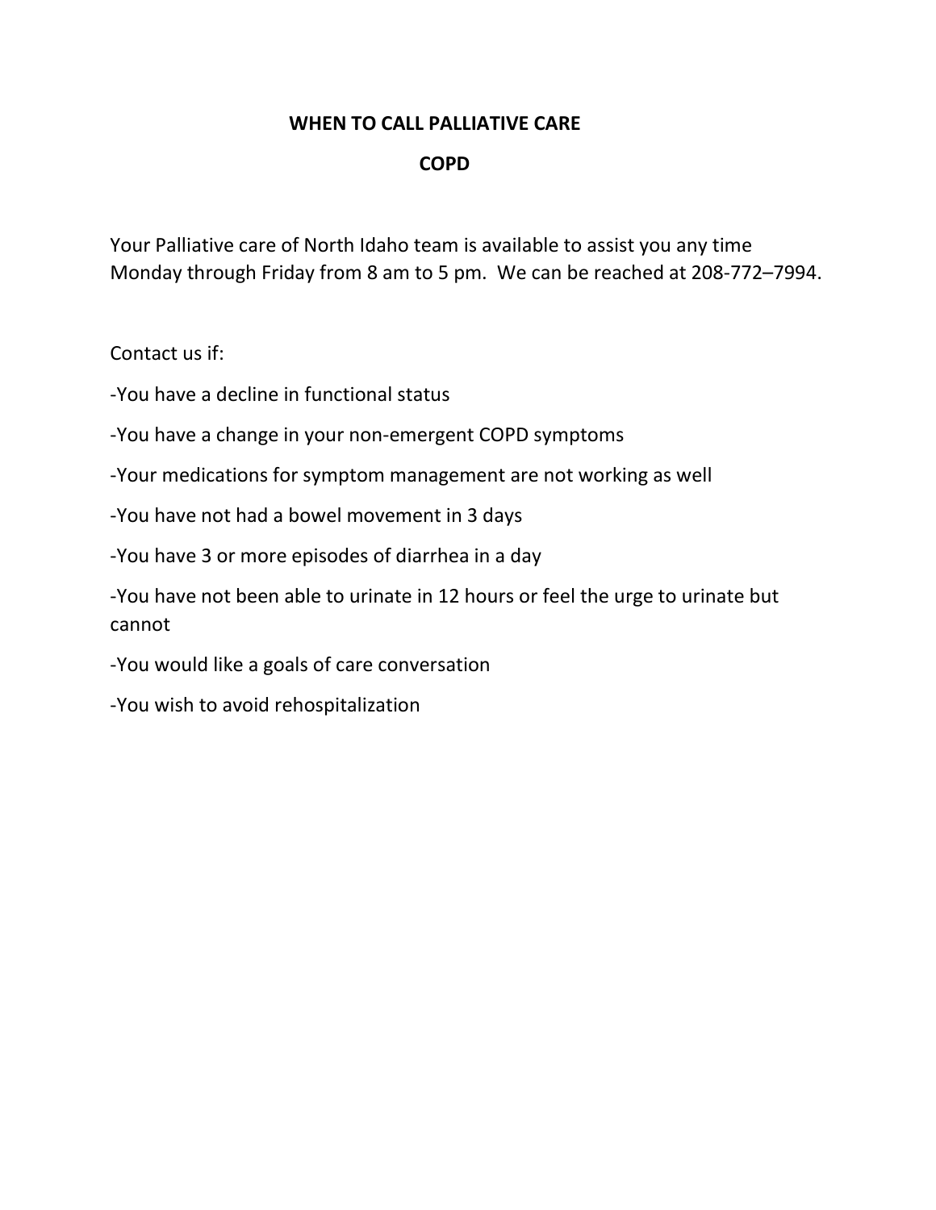# WHEN TO CALL PALLIATIVE CARE

## COPD

Your Palliative care of North Idaho team is available to assist you any time Monday through Friday from 8 am to 5 pm. We can be reached at 208-772–7994.

Contact us if:

-You have a decline in functional status

-You have a change in your non-emergent COPD symptoms

-Your medications for symptom management are not working as well

-You have not had a bowel movement in 3 days

-You have 3 or more episodes of diarrhea in a day

-You have not been able to urinate in 12 hours or feel the urge to urinate but cannot

-You would like a goals of care conversation

-You wish to avoid rehospitalization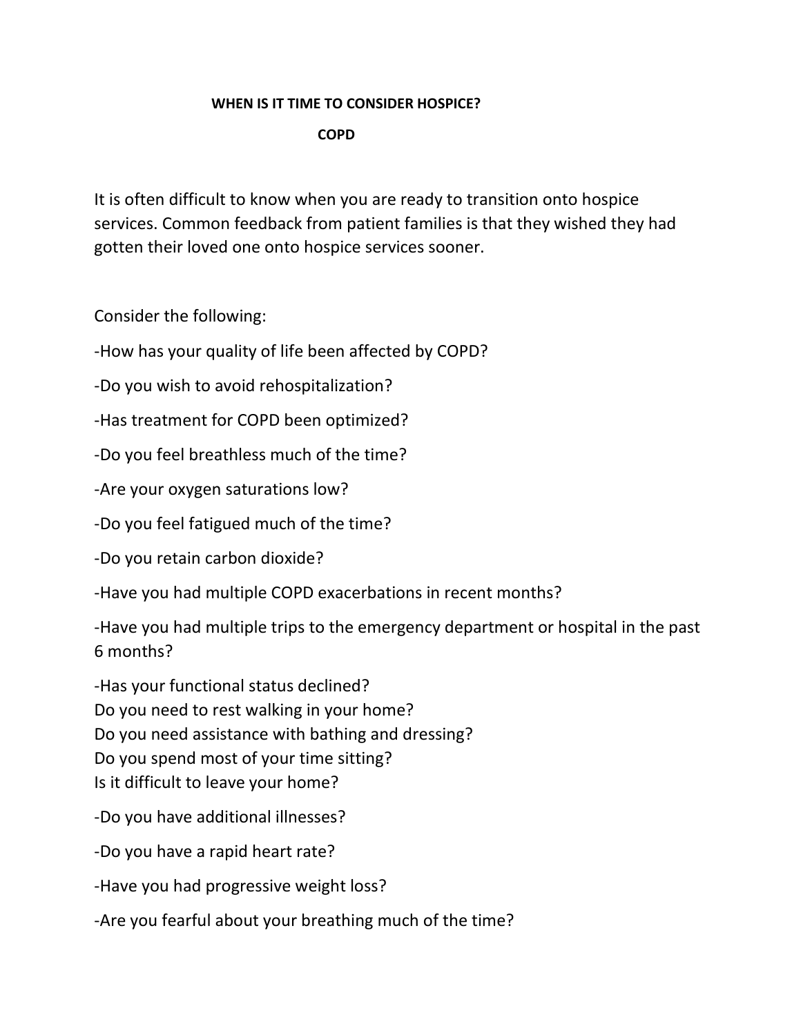# WHEN IS IT TIME TO CONSIDER HOSPICE?

## COPD

It is often difficult to know when you are ready to transition onto hospice services. Common feedback from patient families is that they wished they had gotten their loved one onto hospice services sooner.

Consider the following:

-How has your quality of life been affected by COPD?

-Do you wish to avoid rehospitalization?

-Has treatment for COPD been optimized?

-Do you feel breathless much of the time?

-Are your oxygen saturations low?

-Do you feel fatigued much of the time?

-Do you retain carbon dioxide?

-Have you had multiple COPD exacerbations in recent months?

-Have you had multiple trips to the emergency department or hospital in the past 6 months?

-Has your functional status declined?
Do you need to rest walking in your home?
Do you need assistance with bathing and dressing?
Do you spend most of your time sitting?
Is it difficult to leave your home?

-Do you have additional illnesses?

-Do you have a rapid heart rate?

-Have you had progressive weight loss?

-Are you fearful about your breathing much of the time?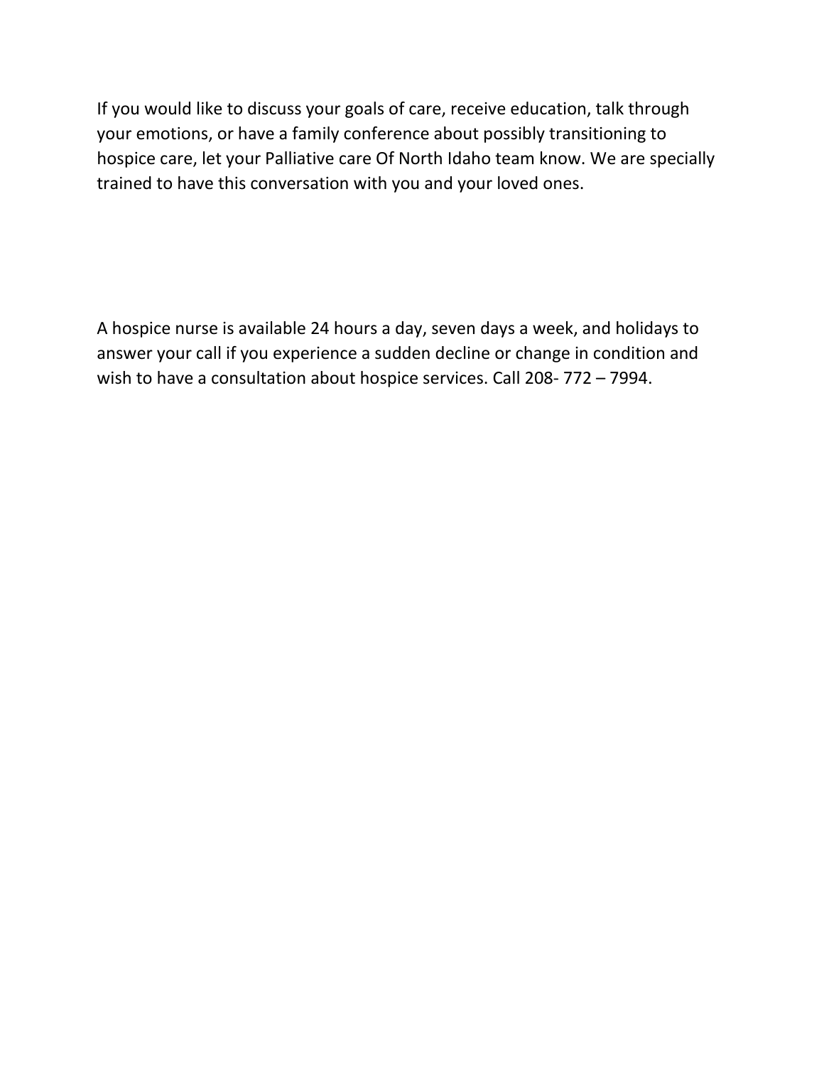If you would like to discuss your goals of care, receive education, talk through your emotions, or have a family conference about possibly transitioning to hospice care, let your Palliative care Of North Idaho team know. We are specially trained to have this conversation with you and your loved ones.

A hospice nurse is available 24 hours a day, seven days a week, and holidays to answer your call if you experience a sudden decline or change in condition and wish to have a consultation about hospice services. Call 208- 772 – 7994.